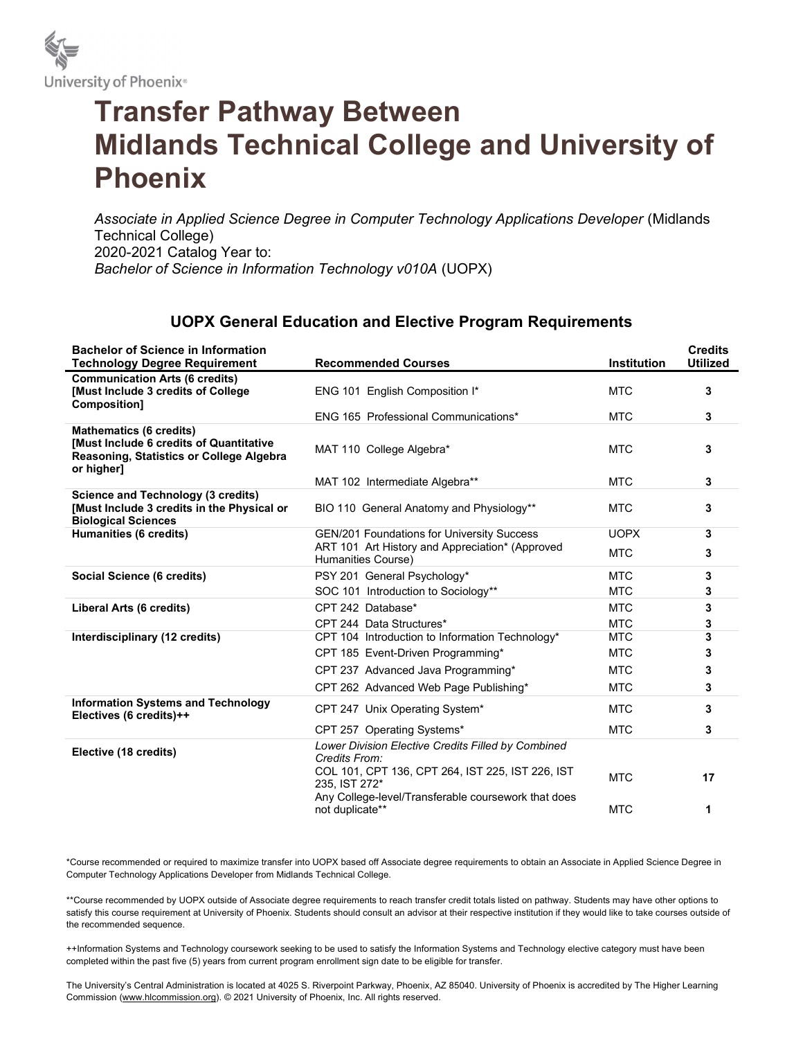University of Phoenix®

# Transfer Pathway Between Midlands Technical College and University of Phoenix

*Associate in Applied Science Degree in Computer Technology Applications Developer* (Midlands Technical College)
2020-2021 Catalog Year to:
*Bachelor of Science in Information Technology v010A* (UOPX)

## UOPX General Education and Elective Program Requirements

| Bachelor of Science in Information Technology Degree Requirement | Recommended Courses | Institution | Credits Utilized |
|---|---|---|---|
| **Communication Arts (6 credits) [Must Include 3 credits of College Composition]** | ENG 101 English Composition I* | MTC | **3** |
| | ENG 165 Professional Communications* | MTC | **3** |
| **Mathematics (6 credits) [Must Include 6 credits of Quantitative Reasoning, Statistics or College Algebra or higher]** | MAT 110 College Algebra* | MTC | **3** |
| | MAT 102 Intermediate Algebra** | MTC | **3** |
| **Science and Technology (3 credits) [Must Include 3 credits in the Physical or Biological Sciences** | BIO 110 General Anatomy and Physiology** | MTC | **3** |
| **Humanities (6 credits)** | GEN/201 Foundations for University Success | UOPX | **3** |
| | ART 101 Art History and Appreciation* (Approved Humanities Course) | MTC | **3** |
| **Social Science (6 credits)** | PSY 201 General Psychology* | MTC | **3** |
| | SOC 101 Introduction to Sociology** | MTC | **3** |
| **Liberal Arts (6 credits)** | CPT 242 Database* | MTC | **3** |
| | CPT 244 Data Structures* | MTC | **3** |
| **Interdisciplinary (12 credits)** | CPT 104 Introduction to Information Technology* | MTC | **3** |
| | CPT 185 Event-Driven Programming* | MTC | **3** |
| | CPT 237 Advanced Java Programming* | MTC | **3** |
| | CPT 262 Advanced Web Page Publishing* | MTC | **3** |
| **Information Systems and Technology Electives (6 credits)++** | CPT 247 Unix Operating System* | MTC | **3** |
| | CPT 257 Operating Systems* | MTC | **3** |
| **Elective (18 credits)** | *Lower Division Elective Credits Filled by Combined Credits From:* COL 101, CPT 136, CPT 264, IST 225, IST 226, IST 235, IST 272* | MTC | **17** |
| | Any College-level/Transferable coursework that does not duplicate** | MTC | **1** |

*Course recommended or required to maximize transfer into UOPX based off Associate degree requirements to obtain an Associate in Applied Science Degree in Computer Technology Applications Developer from Midlands Technical College.

**Course recommended by UOPX outside of Associate degree requirements to reach transfer credit totals listed on pathway. Students may have other options to satisfy this course requirement at University of Phoenix. Students should consult an advisor at their respective institution if they would like to take courses outside of the recommended sequence.

++Information Systems and Technology coursework seeking to be used to satisfy the Information Systems and Technology elective category must have been completed within the past five (5) years from current program enrollment sign date to be eligible for transfer.

The University's Central Administration is located at 4025 S. Riverpoint Parkway, Phoenix, AZ 85040. University of Phoenix is accredited by The Higher Learning Commission (www.hlcommission.org). © 2021 University of Phoenix, Inc. All rights reserved.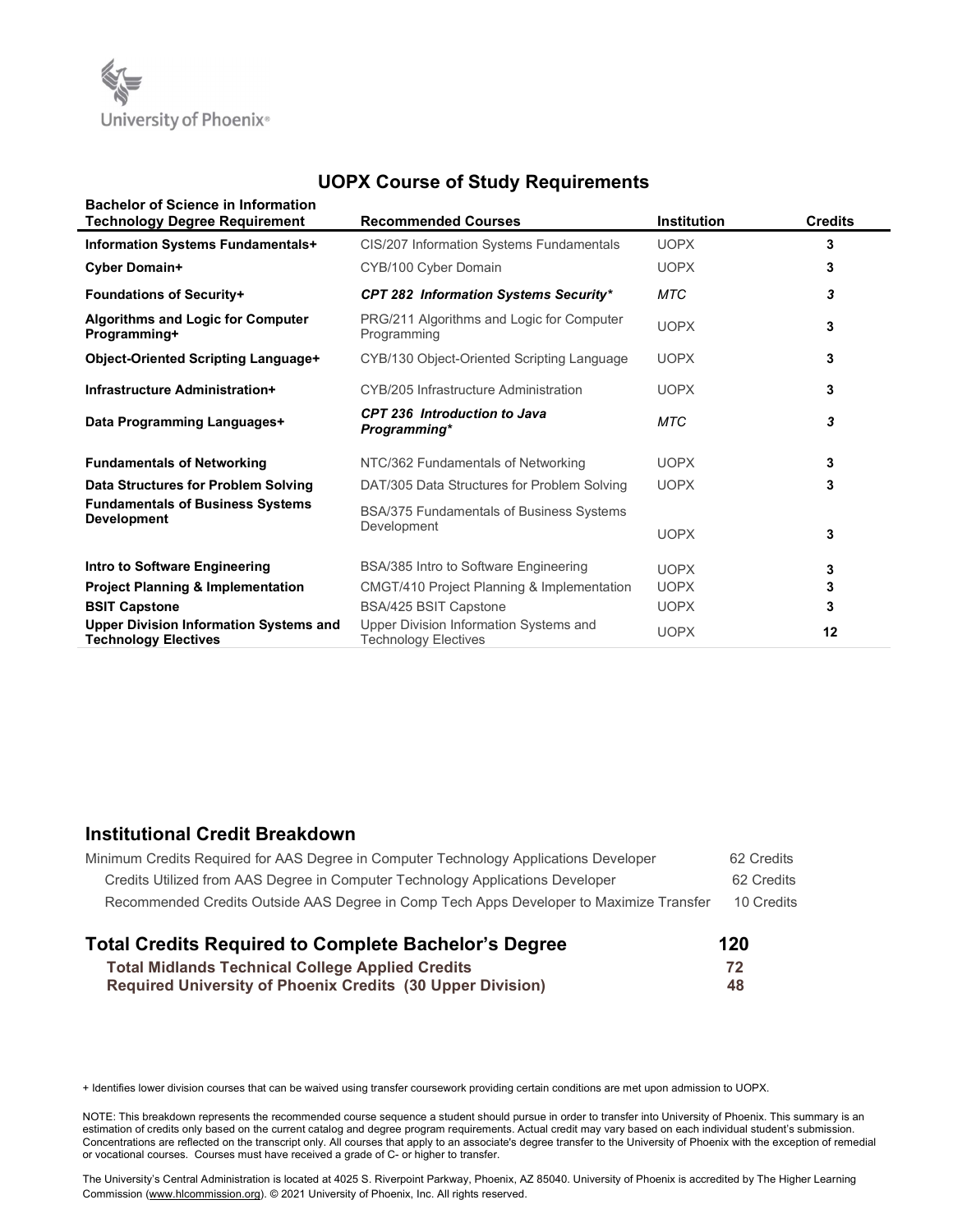University of Phoenix®

## UOPX Course of Study Requirements

| Bachelor of Science in Information Technology Degree Requirement | Recommended Courses | Institution | Credits |
|---|---|---|---|
| **Information Systems Fundamentals+** | CIS/207 Information Systems Fundamentals | UOPX | **3** |
| **Cyber Domain+** | CYB/100 Cyber Domain | UOPX | **3** |
| **Foundations of Security+** | ***CPT 282 Information Systems Security**** | *MTC* | ***3*** |
| **Algorithms and Logic for Computer Programming+** | PRG/211 Algorithms and Logic for Computer Programming | UOPX | **3** |
| **Object-Oriented Scripting Language+** | CYB/130 Object-Oriented Scripting Language | UOPX | **3** |
| **Infrastructure Administration+** | CYB/205 Infrastructure Administration | UOPX | **3** |
| **Data Programming Languages+** | ***CPT 236 Introduction to Java Programming**** | *MTC* | ***3*** |
| **Fundamentals of Networking** | NTC/362 Fundamentals of Networking | UOPX | **3** |
| **Data Structures for Problem Solving** | DAT/305 Data Structures for Problem Solving | UOPX | **3** |
| **Fundamentals of Business Systems Development** | BSA/375 Fundamentals of Business Systems Development | UOPX | **3** |
| **Intro to Software Engineering** | BSA/385 Intro to Software Engineering | UOPX | **3** |
| **Project Planning & Implementation** | CMGT/410 Project Planning & Implementation | UOPX | **3** |
| **BSIT Capstone** | BSA/425 BSIT Capstone | UOPX | **3** |
| **Upper Division Information Systems and Technology Electives** | Upper Division Information Systems and Technology Electives | UOPX | **12** |

## Institutional Credit Breakdown

| | |
|---|---|
| Minimum Credits Required for AAS Degree in Computer Technology Applications Developer | 62 Credits |
| Credits Utilized from AAS Degree in Computer Technology Applications Developer | 62 Credits |
| Recommended Credits Outside AAS Degree in Comp Tech Apps Developer to Maximize Transfer | 10 Credits |

| | |
|---|---|
| **Total Credits Required to Complete Bachelor's Degree** | **120** |
| **Total Midlands Technical College Applied Credits** | **72** |
| **Required University of Phoenix Credits (30 Upper Division)** | **48** |

+ Identifies lower division courses that can be waived using transfer coursework providing certain conditions are met upon admission to UOPX.

NOTE: This breakdown represents the recommended course sequence a student should pursue in order to transfer into University of Phoenix. This summary is an estimation of credits only based on the current catalog and degree program requirements. Actual credit may vary based on each individual student's submission. Concentrations are reflected on the transcript only. All courses that apply to an associate's degree transfer to the University of Phoenix with the exception of remedial or vocational courses. Courses must have received a grade of C- or higher to transfer.

The University's Central Administration is located at 4025 S. Riverpoint Parkway, Phoenix, AZ 85040. University of Phoenix is accredited by The Higher Learning Commission (www.hlcommission.org). © 2021 University of Phoenix, Inc. All rights reserved.